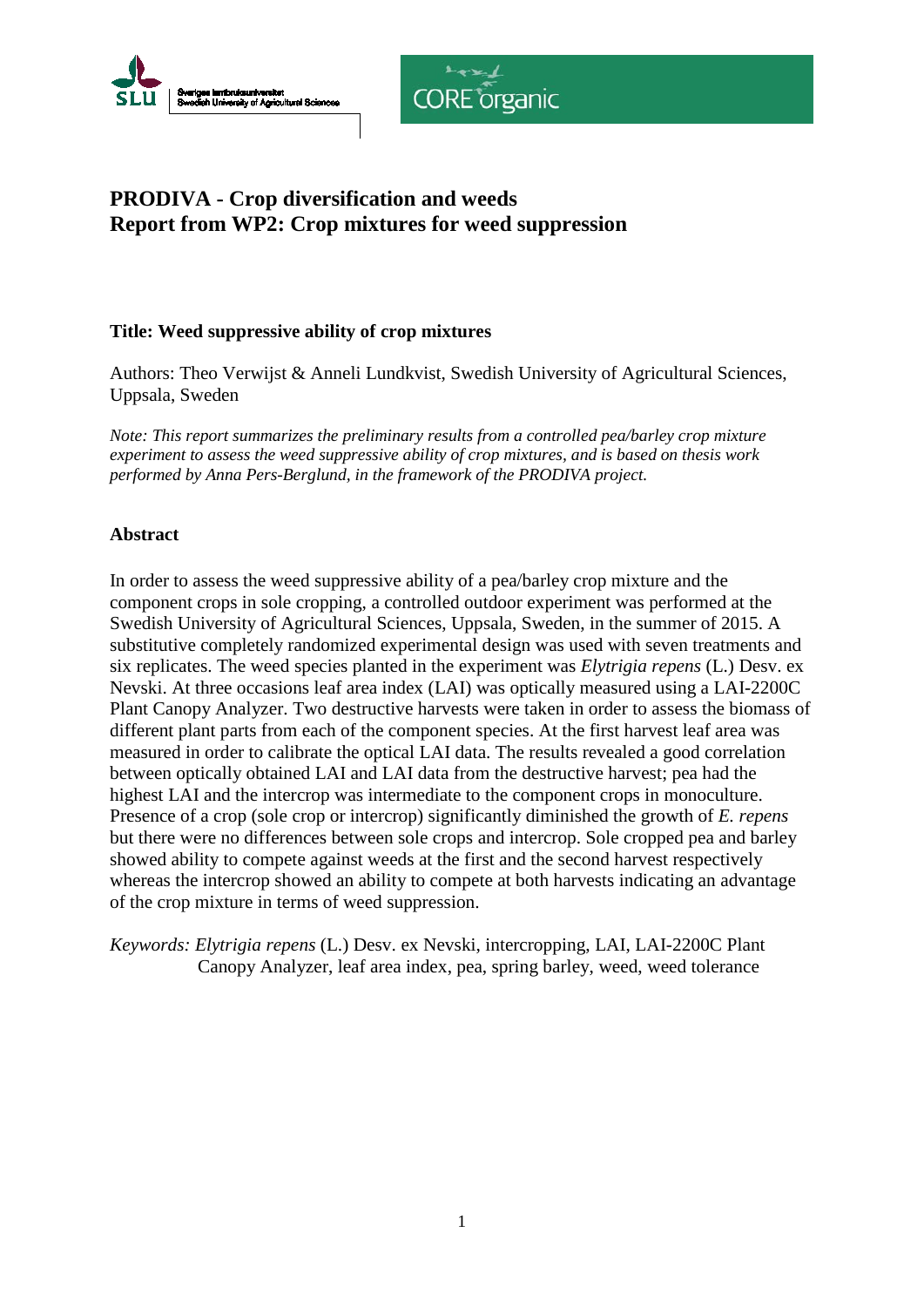# PRODIVA - Crop diversification and weeds
# Report from WP2: Crop mixtures for weed suppression

**Title: Weed suppressive ability of crop mixtures**

Authors: Theo Verwijst & Anneli Lundkvist, Swedish University of Agricultural Sciences, Uppsala, Sweden

*Note: This report summarizes the preliminary results from a controlled pea/barley crop mixture experiment to assess the weed suppressive ability of crop mixtures, and is based on thesis work performed by Anna Pers-Berglund, in the framework of the PRODIVA project.*

## Abstract

In order to assess the weed suppressive ability of a pea/barley crop mixture and the component crops in sole cropping, a controlled outdoor experiment was performed at the Swedish University of Agricultural Sciences, Uppsala, Sweden, in the summer of 2015. A substitutive completely randomized experimental design was used with seven treatments and six replicates. The weed species planted in the experiment was *Elytrigia repens* (L.) Desv. ex Nevski. At three occasions leaf area index (LAI) was optically measured using a LAI-2200C Plant Canopy Analyzer. Two destructive harvests were taken in order to assess the biomass of different plant parts from each of the component species. At the first harvest leaf area was measured in order to calibrate the optical LAI data. The results revealed a good correlation between optically obtained LAI and LAI data from the destructive harvest; pea had the highest LAI and the intercrop was intermediate to the component crops in monoculture. Presence of a crop (sole crop or intercrop) significantly diminished the growth of *E. repens* but there were no differences between sole crops and intercrop. Sole cropped pea and barley showed ability to compete against weeds at the first and the second harvest respectively whereas the intercrop showed an ability to compete at both harvests indicating an advantage of the crop mixture in terms of weed suppression.

*Keywords: Elytrigia repens* (L.) Desv. ex Nevski, intercropping, LAI, LAI-2200C Plant Canopy Analyzer, leaf area index, pea, spring barley, weed, weed tolerance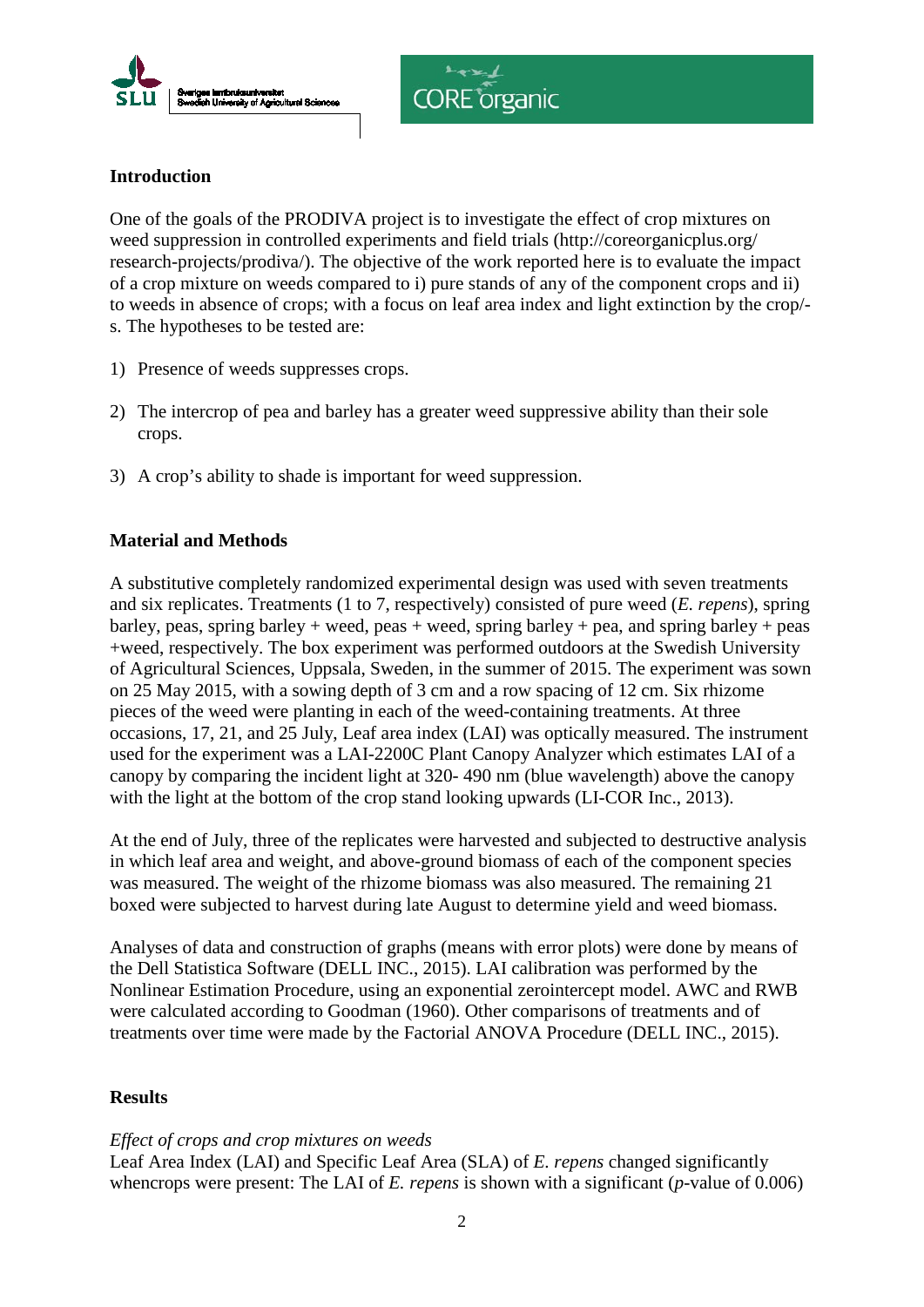## Introduction

One of the goals of the PRODIVA project is to investigate the effect of crop mixtures on weed suppression in controlled experiments and field trials (http://coreorganicplus.org/ research-projects/prodiva/). The objective of the work reported here is to evaluate the impact of a crop mixture on weeds compared to i) pure stands of any of the component crops and ii) to weeds in absence of crops; with a focus on leaf area index and light extinction by the crop/-s. The hypotheses to be tested are:

1) Presence of weeds suppresses crops.
2) The intercrop of pea and barley has a greater weed suppressive ability than their sole crops.
3) A crop's ability to shade is important for weed suppression.

## Material and Methods

A substitutive completely randomized experimental design was used with seven treatments and six replicates. Treatments (1 to 7, respectively) consisted of pure weed (*E. repens*), spring barley, peas, spring barley + weed, peas + weed, spring barley + pea, and spring barley + peas +weed, respectively. The box experiment was performed outdoors at the Swedish University of Agricultural Sciences, Uppsala, Sweden, in the summer of 2015. The experiment was sown on 25 May 2015, with a sowing depth of 3 cm and a row spacing of 12 cm. Six rhizome pieces of the weed were planting in each of the weed-containing treatments. At three occasions, 17, 21, and 25 July, Leaf area index (LAI) was optically measured. The instrument used for the experiment was a LAI-2200C Plant Canopy Analyzer which estimates LAI of a canopy by comparing the incident light at 320- 490 nm (blue wavelength) above the canopy with the light at the bottom of the crop stand looking upwards (LI-COR Inc., 2013).

At the end of July, three of the replicates were harvested and subjected to destructive analysis in which leaf area and weight, and above-ground biomass of each of the component species was measured. The weight of the rhizome biomass was also measured. The remaining 21 boxed were subjected to harvest during late August to determine yield and weed biomass.

Analyses of data and construction of graphs (means with error plots) were done by means of the Dell Statistica Software (DELL INC., 2015). LAI calibration was performed by the Nonlinear Estimation Procedure, using an exponential zerointercept model. AWC and RWB were calculated according to Goodman (1960). Other comparisons of treatments and of treatments over time were made by the Factorial ANOVA Procedure (DELL INC., 2015).

## Results

*Effect of crops and crop mixtures on weeds*

Leaf Area Index (LAI) and Specific Leaf Area (SLA) of *E. repens* changed significantly whencrops were present: The LAI of *E. repens* is shown with a significant (*p*-value of 0.006)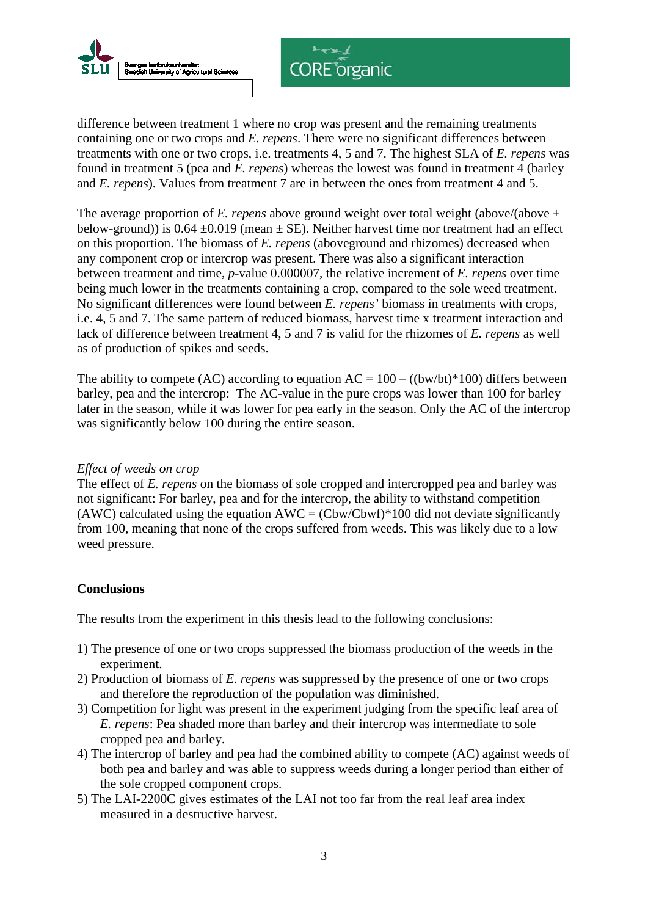difference between treatment 1 where no crop was present and the remaining treatments containing one or two crops and *E. repens*. There were no significant differences between treatments with one or two crops, i.e. treatments 4, 5 and 7. The highest SLA of *E. repens* was found in treatment 5 (pea and *E. repens*) whereas the lowest was found in treatment 4 (barley and *E. repens*). Values from treatment 7 are in between the ones from treatment 4 and 5.

The average proportion of *E. repens* above ground weight over total weight (above/(above + below-ground)) is 0.64 ±0.019 (mean ± SE). Neither harvest time nor treatment had an effect on this proportion. The biomass of *E. repens* (aboveground and rhizomes) decreased when any component crop or intercrop was present. There was also a significant interaction between treatment and time, *p*-value 0.000007, the relative increment of *E. repens* over time being much lower in the treatments containing a crop, compared to the sole weed treatment. No significant differences were found between *E. repens'* biomass in treatments with crops, i.e. 4, 5 and 7. The same pattern of reduced biomass, harvest time x treatment interaction and lack of difference between treatment 4, 5 and 7 is valid for the rhizomes of *E. repens* as well as of production of spikes and seeds.

The ability to compete (AC) according to equation $AC = 100 - ((bw/bt)*100)$ differs between barley, pea and the intercrop: The AC-value in the pure crops was lower than 100 for barley later in the season, while it was lower for pea early in the season. Only the AC of the intercrop was significantly below 100 during the entire season.

*Effect of weeds on crop*

The effect of *E. repens* on the biomass of sole cropped and intercropped pea and barley was not significant: For barley, pea and for the intercrop, the ability to withstand competition (AWC) calculated using the equation $AWC = (Cbw/Cbwf)*100$ did not deviate significantly from 100, meaning that none of the crops suffered from weeds. This was likely due to a low weed pressure.

**Conclusions**

The results from the experiment in this thesis lead to the following conclusions:

1) The presence of one or two crops suppressed the biomass production of the weeds in the experiment.
2) Production of biomass of *E. repens* was suppressed by the presence of one or two crops and therefore the reproduction of the population was diminished.
3) Competition for light was present in the experiment judging from the specific leaf area of *E. repens*: Pea shaded more than barley and their intercrop was intermediate to sole cropped pea and barley.
4) The intercrop of barley and pea had the combined ability to compete (AC) against weeds of both pea and barley and was able to suppress weeds during a longer period than either of the sole cropped component crops.
5) The LAI-2200C gives estimates of the LAI not too far from the real leaf area index measured in a destructive harvest.